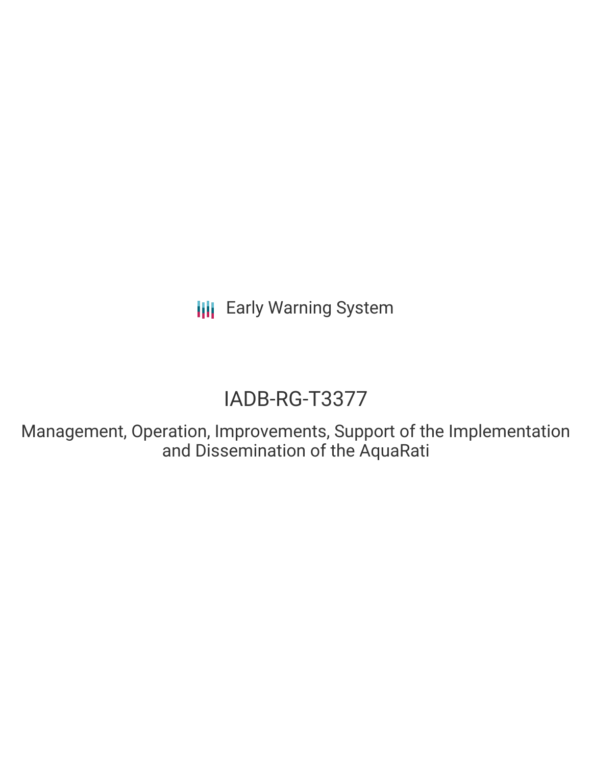Early Warning System

# IADB-RG-T3377

Management, Operation, Improvements, Support of the Implementation and Dissemination of the AquaRati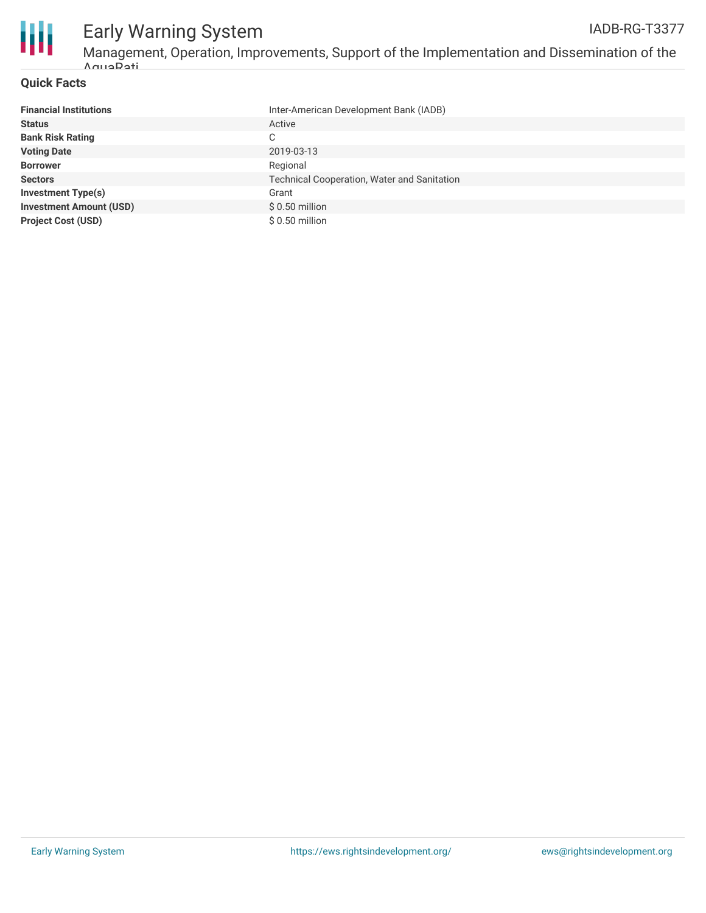## Quick Facts

| | |
|---|---|
| **Financial Institutions** | Inter-American Development Bank (IADB) |
| **Status** | Active |
| **Bank Risk Rating** | C |
| **Voting Date** | 2019-03-13 |
| **Borrower** | Regional |
| **Sectors** | Technical Cooperation, Water and Sanitation |
| **Investment Type(s)** | Grant |
| **Investment Amount (USD)** | $ 0.50 million |
| **Project Cost (USD)** | $ 0.50 million |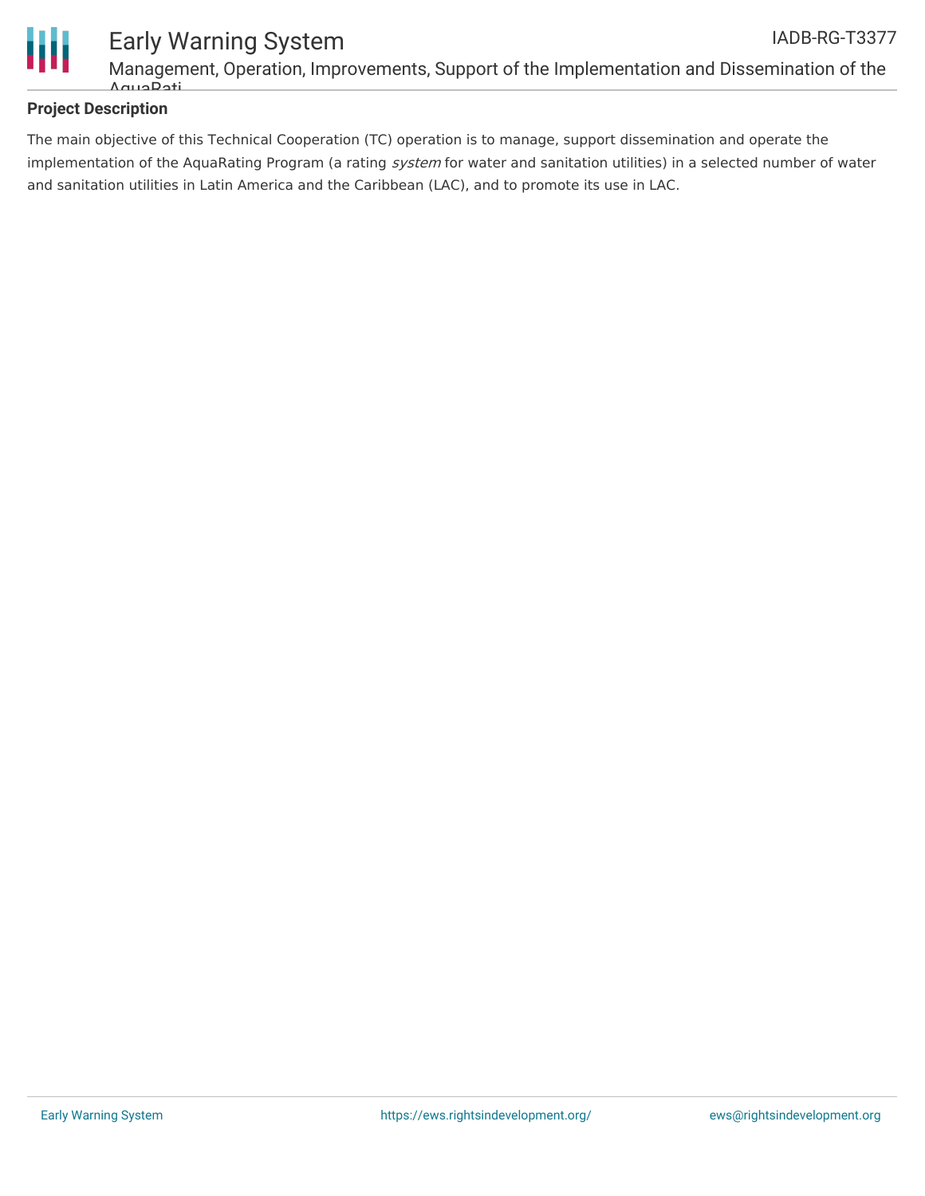## Project Description

The main objective of this Technical Cooperation (TC) operation is to manage, support dissemination and operate the implementation of the AquaRating Program (a rating *system* for water and sanitation utilities) in a selected number of water and sanitation utilities in Latin America and the Caribbean (LAC), and to promote its use in LAC.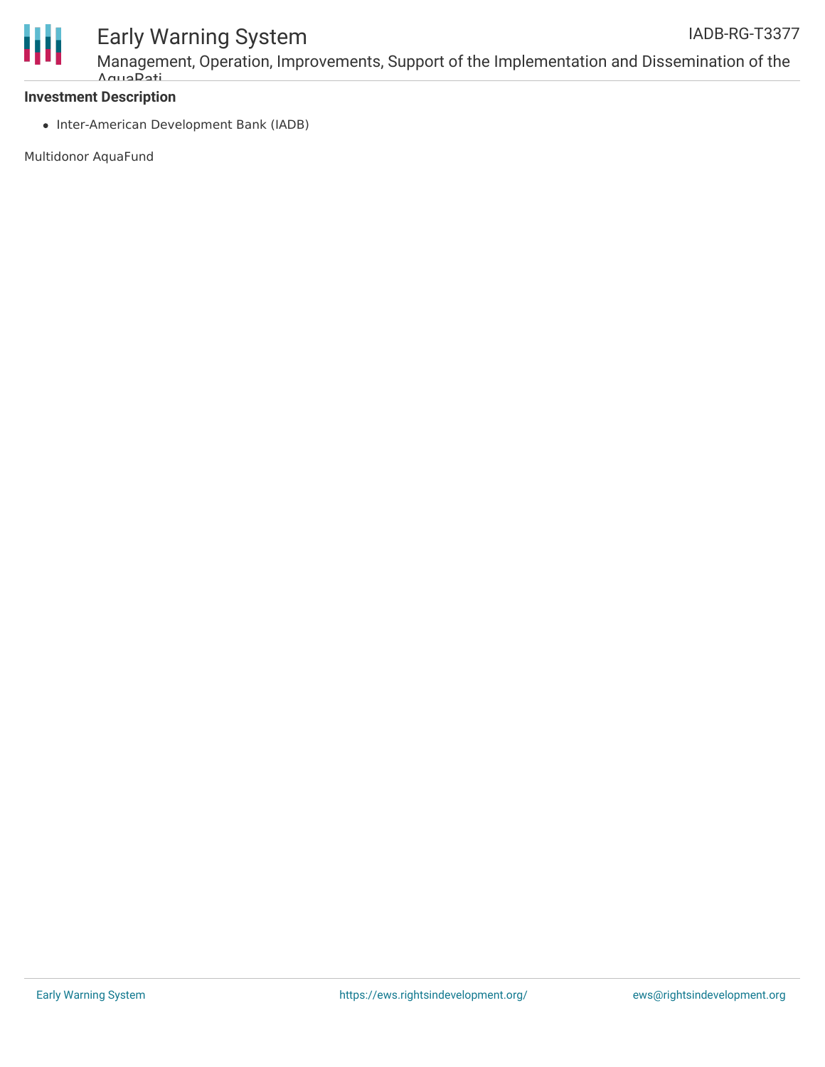**Investment Description**

- Inter-American Development Bank (IADB)

Multidonor AquaFund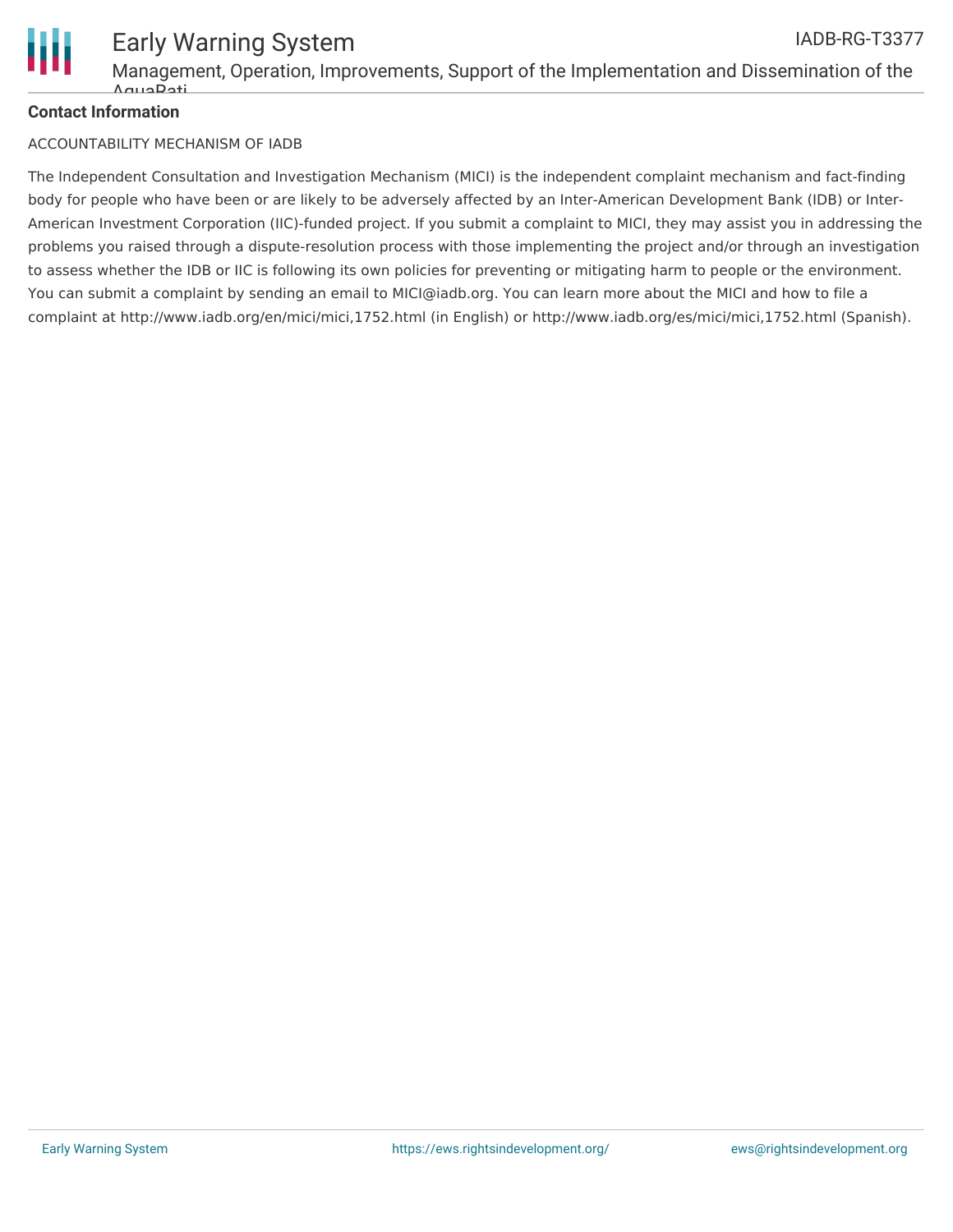**Contact Information**

ACCOUNTABILITY MECHANISM OF IADB

The Independent Consultation and Investigation Mechanism (MICI) is the independent complaint mechanism and fact-finding body for people who have been or are likely to be adversely affected by an Inter-American Development Bank (IDB) or Inter-American Investment Corporation (IIC)-funded project. If you submit a complaint to MICI, they may assist you in addressing the problems you raised through a dispute-resolution process with those implementing the project and/or through an investigation to assess whether the IDB or IIC is following its own policies for preventing or mitigating harm to people or the environment. You can submit a complaint by sending an email to MICI@iadb.org. You can learn more about the MICI and how to file a complaint at http://www.iadb.org/en/mici/mici,1752.html (in English) or http://www.iadb.org/es/mici/mici,1752.html (Spanish).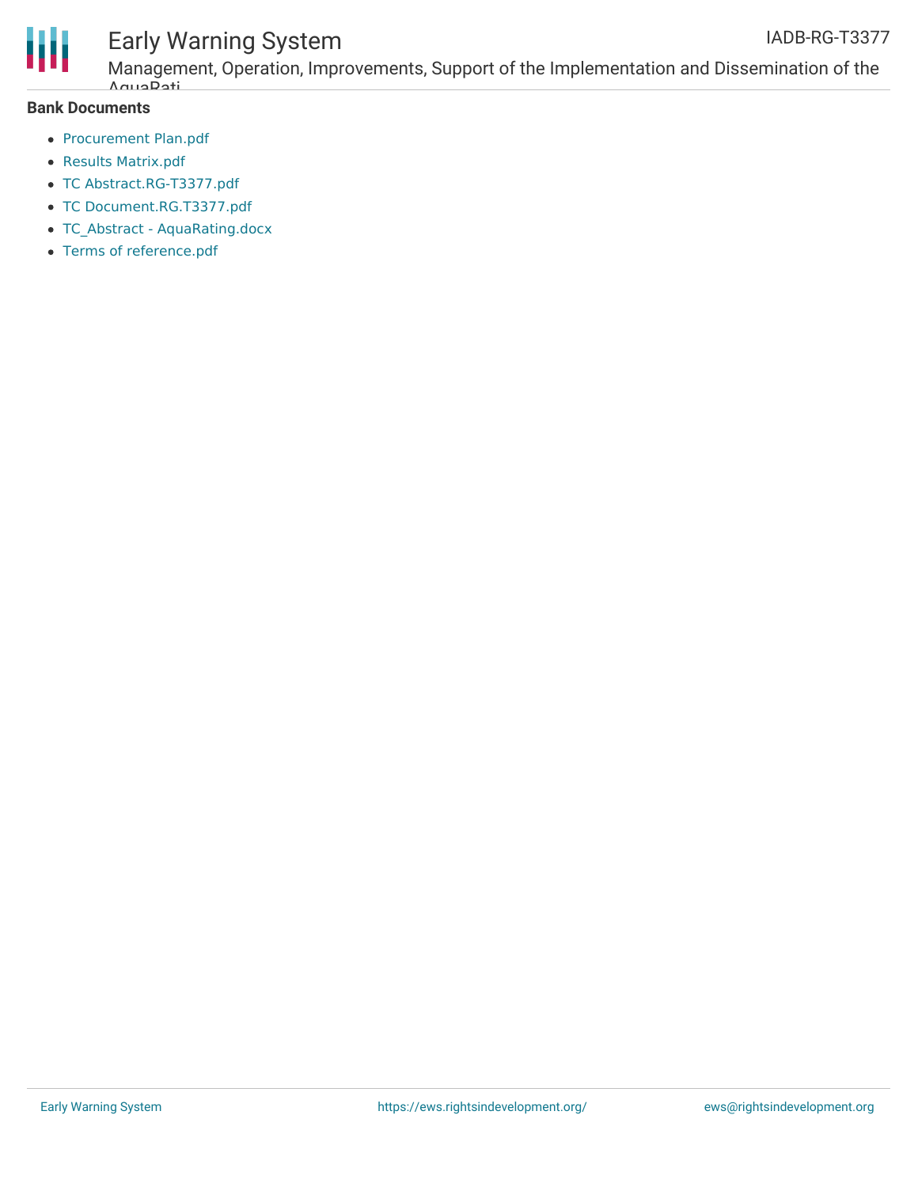**Bank Documents**

- Procurement Plan.pdf
- Results Matrix.pdf
- TC Abstract.RG-T3377.pdf
- TC Document.RG.T3377.pdf
- TC_Abstract - AquaRating.docx
- Terms of reference.pdf